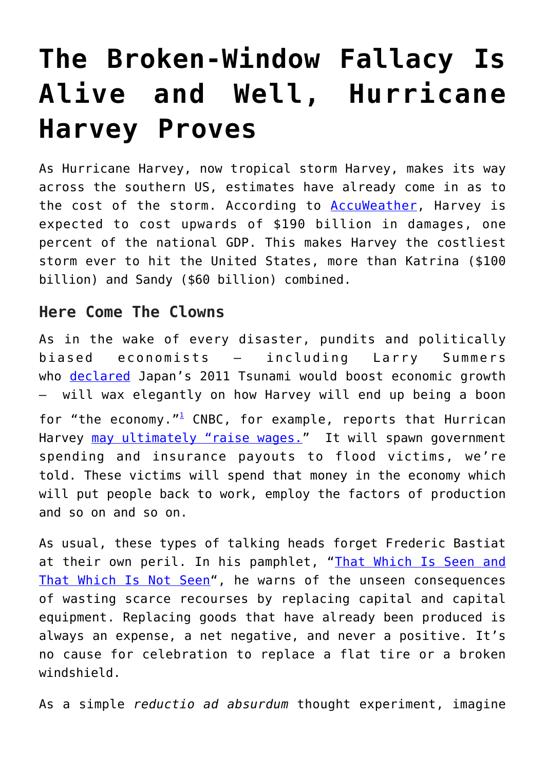# The Broken-Window Fallacy Is Alive and Well, Hurricane Harvey Proves

As Hurricane Harvey, now tropical storm Harvey, makes its way across the southern US, estimates have already come in as to the cost of the storm. According to AccuWeather, Harvey is expected to cost upwards of $190 billion in damages, one percent of the national GDP. This makes Harvey the costliest storm ever to hit the United States, more than Katrina ($100 billion) and Sandy ($60 billion) combined.

## Here Come The Clowns

As in the wake of every disaster, pundits and politically biased economists – including Larry Summers who declared Japan's 2011 Tsunami would boost economic growth – will wax elegantly on how Harvey will end up being a boon for "the economy."[1] CNBC, for example, reports that Hurrican Harvey may ultimately "raise wages." It will spawn government spending and insurance payouts to flood victims, we're told. These victims will spend that money in the economy which will put people back to work, employ the factors of production and so on and so on.

As usual, these types of talking heads forget Frederic Bastiat at their own peril. In his pamphlet, "That Which Is Seen and That Which Is Not Seen", he warns of the unseen consequences of wasting scarce recourses by replacing capital and capital equipment. Replacing goods that have already been produced is always an expense, a net negative, and never a positive. It's no cause for celebration to replace a flat tire or a broken windshield.

As a simple *reductio ad absurdum* thought experiment, imagine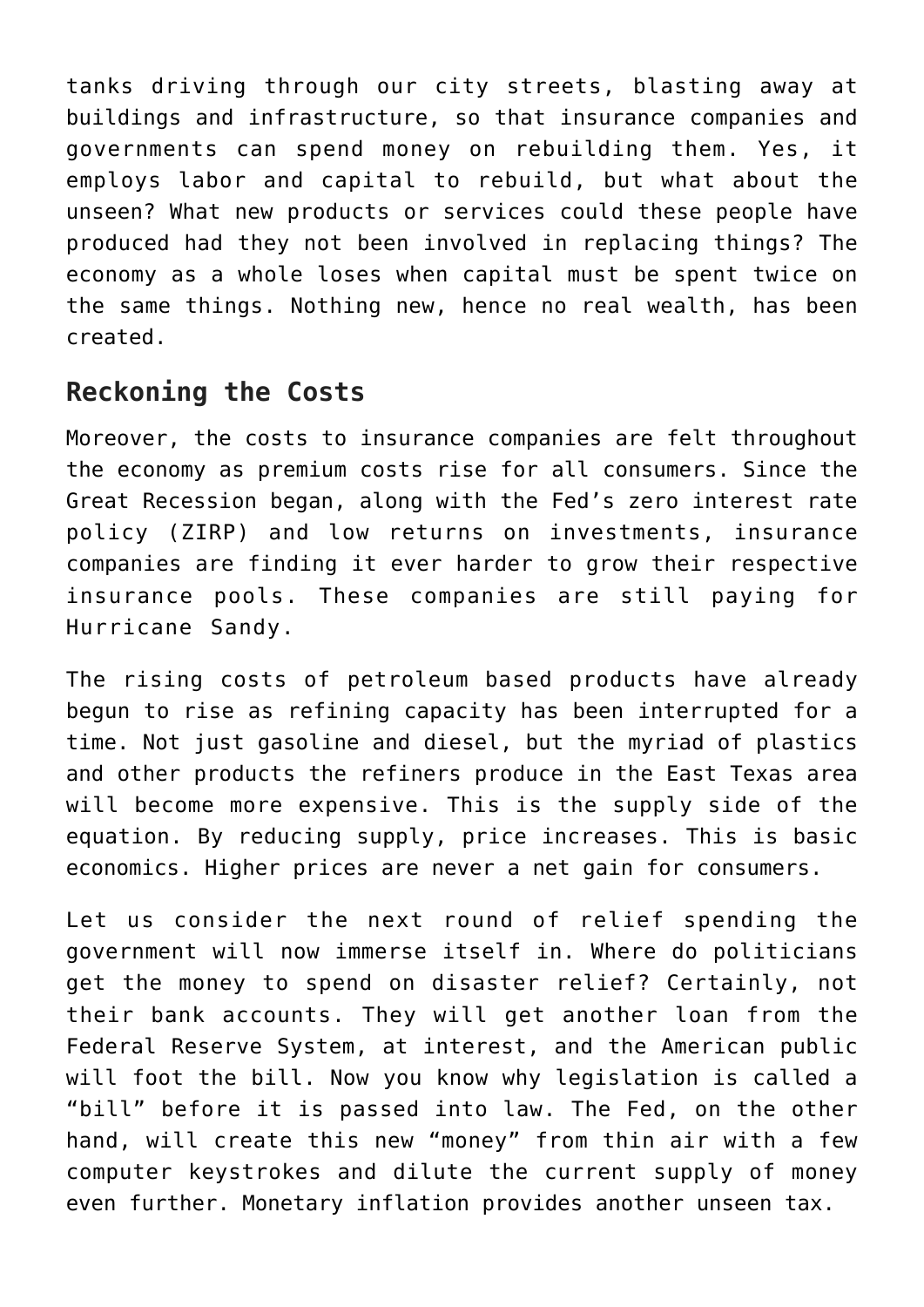tanks driving through our city streets, blasting away at buildings and infrastructure, so that insurance companies and governments can spend money on rebuilding them. Yes, it employs labor and capital to rebuild, but what about the unseen? What new products or services could these people have produced had they not been involved in replacing things? The economy as a whole loses when capital must be spent twice on the same things. Nothing new, hence no real wealth, has been created.

## Reckoning the Costs

Moreover, the costs to insurance companies are felt throughout the economy as premium costs rise for all consumers. Since the Great Recession began, along with the Fed's zero interest rate policy (ZIRP) and low returns on investments, insurance companies are finding it ever harder to grow their respective insurance pools. These companies are still paying for Hurricane Sandy.

The rising costs of petroleum based products have already begun to rise as refining capacity has been interrupted for a time. Not just gasoline and diesel, but the myriad of plastics and other products the refiners produce in the East Texas area will become more expensive. This is the supply side of the equation. By reducing supply, price increases. This is basic economics. Higher prices are never a net gain for consumers.

Let us consider the next round of relief spending the government will now immerse itself in. Where do politicians get the money to spend on disaster relief? Certainly, not their bank accounts. They will get another loan from the Federal Reserve System, at interest, and the American public will foot the bill. Now you know why legislation is called a "bill" before it is passed into law. The Fed, on the other hand, will create this new "money" from thin air with a few computer keystrokes and dilute the current supply of money even further. Monetary inflation provides another unseen tax.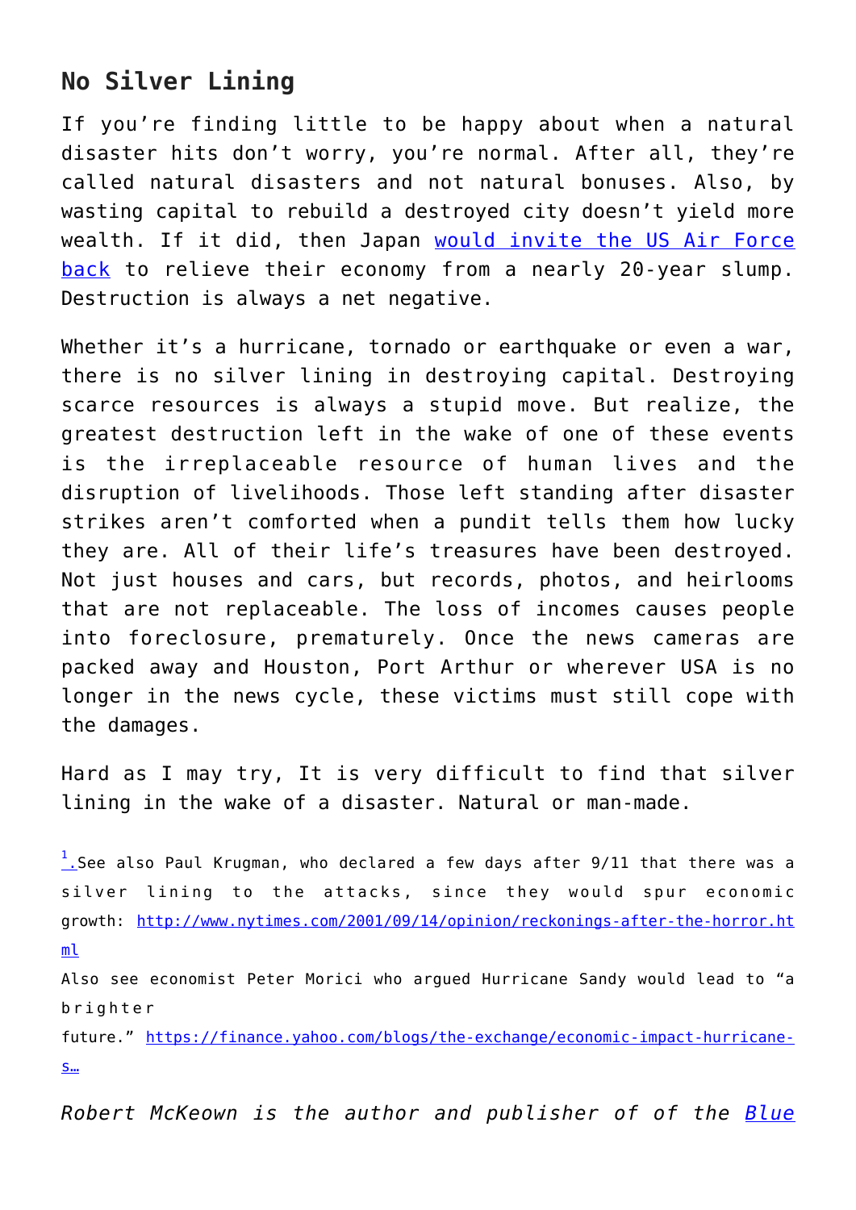## No Silver Lining

If you're finding little to be happy about when a natural disaster hits don't worry, you're normal. After all, they're called natural disasters and not natural bonuses. Also, by wasting capital to rebuild a destroyed city doesn't yield more wealth. If it did, then Japan [would invite the US Air Force back](#) to relieve their economy from a nearly 20-year slump. Destruction is always a net negative.

Whether it's a hurricane, tornado or earthquake or even a war, there is no silver lining in destroying capital. Destroying scarce resources is always a stupid move. But realize, the greatest destruction left in the wake of one of these events is the irreplaceable resource of human lives and the disruption of livelihoods. Those left standing after disaster strikes aren't comforted when a pundit tells them how lucky they are. All of their life's treasures have been destroyed. Not just houses and cars, but records, photos, and heirlooms that are not replaceable. The loss of incomes causes people into foreclosure, prematurely. Once the news cameras are packed away and Houston, Port Arthur or wherever USA is no longer in the news cycle, these victims must still cope with the damages.

Hard as I may try, It is very difficult to find that silver lining in the wake of a disaster. Natural or man-made.

[1]. See also Paul Krugman, who declared a few days after 9/11 that there was a silver lining to the attacks, since they would spur economic growth: http://www.nytimes.com/2001/09/14/opinion/reckonings-after-the-horror.html
Also see economist Peter Morici who argued Hurricane Sandy would lead to "a brighter future." https://finance.yahoo.com/blogs/the-exchange/economic-impact-hurricane-s…

*Robert McKeown is the author and publisher of of the [Blue](#)*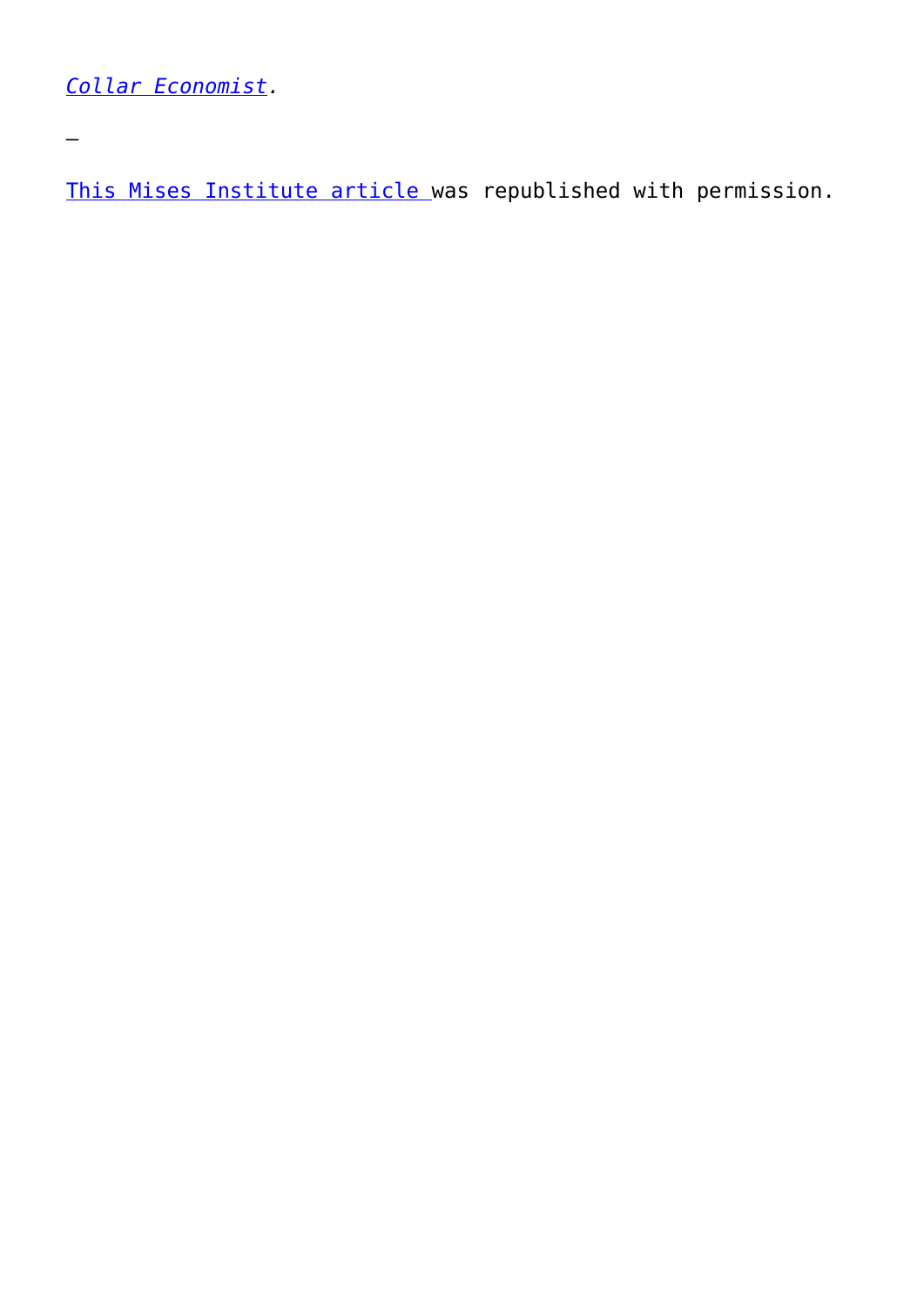*[Collar Economist](#).*

—

[This Mises Institute article ](#)was republished with permission.